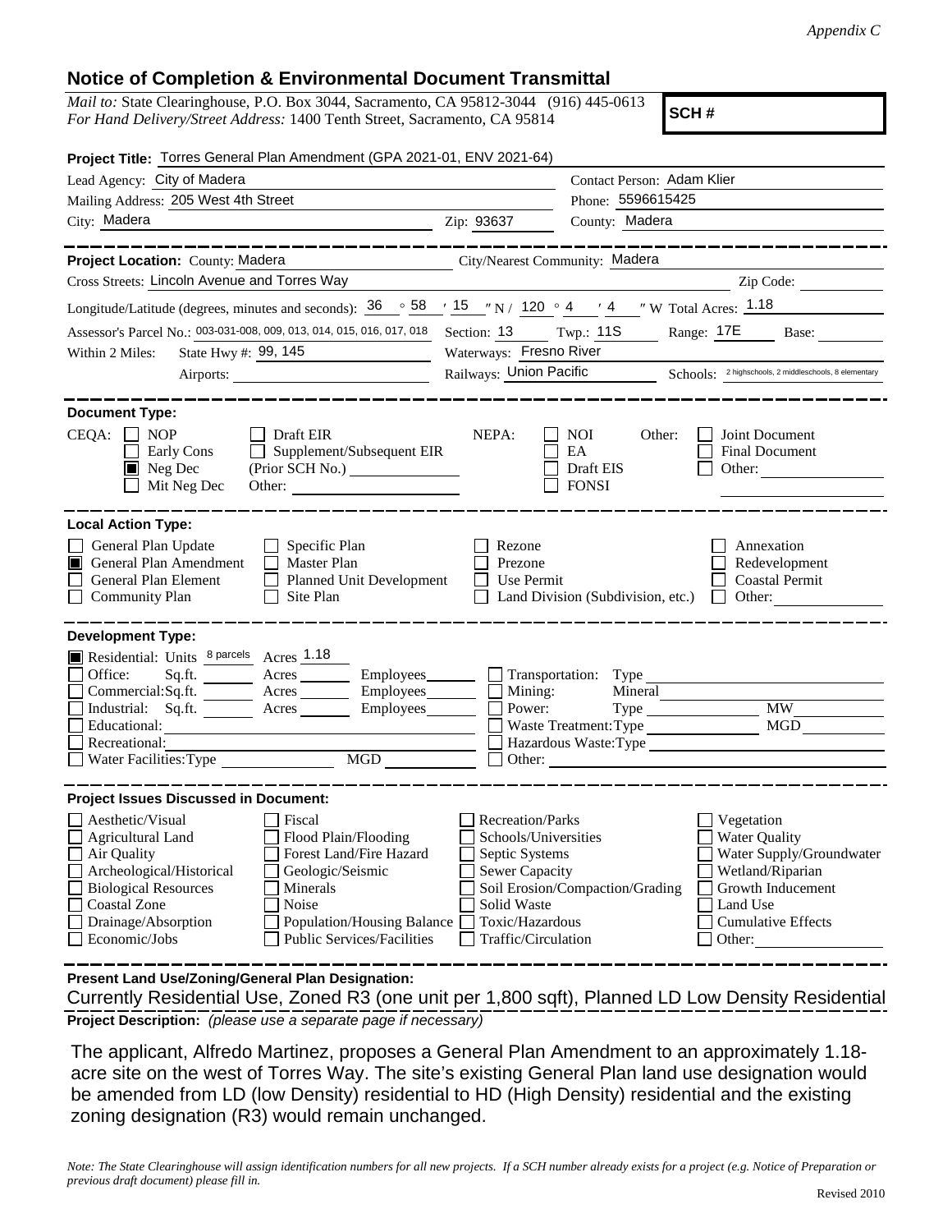*Appendix C*

## Notice of Completion & Environmental Document Transmittal

*Mail to:* State Clearinghouse, P.O. Box 3044, Sacramento, CA 95812-3044 (916) 445-0613
*For Hand Delivery/Street Address:* 1400 Tenth Street, Sacramento, CA 95814

**SCH #**

**Project Title:** Torres General Plan Amendment (GPA 2021-01, ENV 2021-64)

Lead Agency: City of Madera — Contact Person: Adam Klier

Mailing Address: 205 West 4th Street — Phone: 5596615425

City: Madera — Zip: 93637 — County: Madera

---

**Project Location:** County: Madera — City/Nearest Community: Madera

Cross Streets: Lincoln Avenue and Torres Way — Zip Code:

Longitude/Latitude (degrees, minutes and seconds): 36 ° 58 ′ 15 ″ N / 120 ° 4 ′ 4 ″ W Total Acres: 1.18

Assessor's Parcel No.: 003-031-008, 009, 013, 014, 015, 016, 017, 018 — Section: 13 — Twp.: 11S — Range: 17E — Base:

Within 2 Miles: State Hwy #: 99, 145 — Waterways: Fresno River

Airports: — Railways: Union Pacific — Schools: 2 highschools, 2 middleschools, 8 elementary

---

**Document Type:**

CEQA:
- ☐ NOP
- ☐ Early Cons
- ☒ Neg Dec
- ☐ Mit Neg Dec
- ☐ Draft EIR
- ☐ Supplement/Subsequent EIR (Prior SCH No.)
- Other:

NEPA:
- ☐ NOI
- ☐ EA
- ☐ Draft EIS
- ☐ FONSI

Other:
- ☐ Joint Document
- ☐ Final Document
- ☐ Other:

---

**Local Action Type:**

- ☐ General Plan Update
- ☒ General Plan Amendment
- ☐ General Plan Element
- ☐ Community Plan
- ☐ Specific Plan
- ☐ Master Plan
- ☐ Planned Unit Development
- ☐ Site Plan
- ☐ Rezone
- ☐ Prezone
- ☐ Use Permit
- ☐ Land Division (Subdivision, etc.)
- ☐ Annexation
- ☐ Redevelopment
- ☐ Coastal Permit
- ☐ Other:

---

**Development Type:**

- ☒ Residential: Units 8 parcels Acres 1.18
- ☐ Office: Sq.ft. Acres Employees
- ☐ Commercial: Sq.ft. Acres Employees
- ☐ Industrial: Sq.ft. Acres Employees
- ☐ Educational:
- ☐ Recreational:
- ☐ Water Facilities: Type MGD
- ☐ Transportation: Type
- ☐ Mining: Mineral
- ☐ Power: Type MW
- ☐ Waste Treatment: Type MGD
- ☐ Hazardous Waste: Type
- ☐ Other:

---

**Project Issues Discussed in Document:**

- ☐ Aesthetic/Visual
- ☐ Agricultural Land
- ☐ Air Quality
- ☐ Archeological/Historical
- ☐ Biological Resources
- ☐ Coastal Zone
- ☐ Drainage/Absorption
- ☐ Economic/Jobs
- ☐ Fiscal
- ☐ Flood Plain/Flooding
- ☐ Forest Land/Fire Hazard
- ☐ Geologic/Seismic
- ☐ Minerals
- ☐ Noise
- ☐ Population/Housing Balance
- ☐ Public Services/Facilities
- ☐ Recreation/Parks
- ☐ Schools/Universities
- ☐ Septic Systems
- ☐ Sewer Capacity
- ☐ Soil Erosion/Compaction/Grading
- ☐ Solid Waste
- ☐ Toxic/Hazardous
- ☐ Traffic/Circulation
- ☐ Vegetation
- ☐ Water Quality
- ☐ Water Supply/Groundwater
- ☐ Wetland/Riparian
- ☐ Growth Inducement
- ☐ Land Use
- ☐ Cumulative Effects
- ☐ Other:

---

**Present Land Use/Zoning/General Plan Designation:**

Currently Residential Use, Zoned R3 (one unit per 1,800 sqft), Planned LD Low Density Residential

**Project Description:** *(please use a separate page if necessary)*

The applicant, Alfredo Martinez, proposes a General Plan Amendment to an approximately 1.18-acre site on the west of Torres Way. The site's existing General Plan land use designation would be amended from LD (low Density) residential to HD (High Density) residential and the existing zoning designation (R3) would remain unchanged.

*Note: The State Clearinghouse will assign identification numbers for all new projects. If a SCH number already exists for a project (e.g. Notice of Preparation or previous draft document) please fill in.*

Revised 2010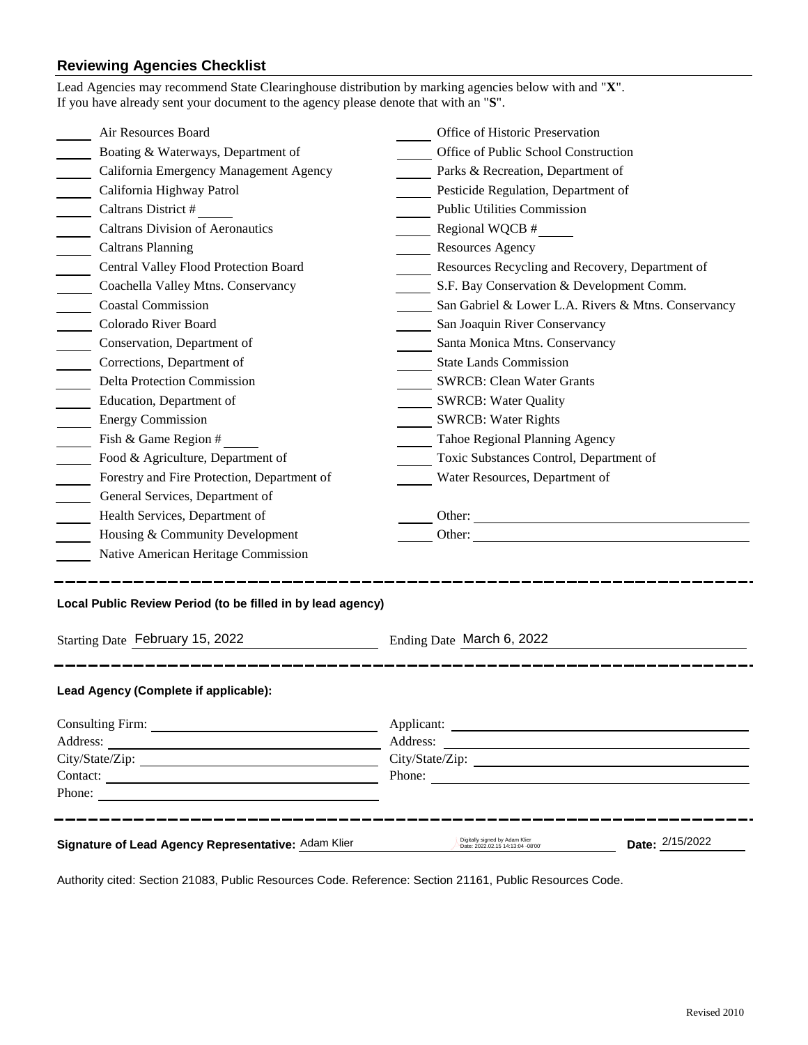## Reviewing Agencies Checklist

Lead Agencies may recommend State Clearinghouse distribution by marking agencies below with and "**X**".
If you have already sent your document to the agency please denote that with an "**S**".

- _____ Air Resources Board
- _____ Boating & Waterways, Department of
- _____ California Emergency Management Agency
- _____ California Highway Patrol
- _____ Caltrans District # _____
- _____ Caltrans Division of Aeronautics
- _____ Caltrans Planning
- _____ Central Valley Flood Protection Board
- _____ Coachella Valley Mtns. Conservancy
- _____ Coastal Commission
- _____ Colorado River Board
- _____ Conservation, Department of
- _____ Corrections, Department of
- _____ Delta Protection Commission
- _____ Education, Department of
- _____ Energy Commission
- _____ Fish & Game Region # _____
- _____ Food & Agriculture, Department of
- _____ Forestry and Fire Protection, Department of
- _____ General Services, Department of
- _____ Health Services, Department of
- _____ Housing & Community Development
- _____ Native American Heritage Commission
- _____ Office of Historic Preservation
- _____ Office of Public School Construction
- _____ Parks & Recreation, Department of
- _____ Pesticide Regulation, Department of
- _____ Public Utilities Commission
- _____ Regional WQCB # _____
- _____ Resources Agency
- _____ Resources Recycling and Recovery, Department of
- _____ S.F. Bay Conservation & Development Comm.
- _____ San Gabriel & Lower L.A. Rivers & Mtns. Conservancy
- _____ San Joaquin River Conservancy
- _____ Santa Monica Mtns. Conservancy
- _____ State Lands Commission
- _____ SWRCB: Clean Water Grants
- _____ SWRCB: Water Quality
- _____ SWRCB: Water Rights
- _____ Tahoe Regional Planning Agency
- _____ Toxic Substances Control, Department of
- _____ Water Resources, Department of
- _____ Other: _____
- _____ Other: _____

---

**Local Public Review Period (to be filled in by lead agency)**

Starting Date February 15, 2022 Ending Date March 6, 2022

---

**Lead Agency (Complete if applicable):**

Consulting Firm: _____
Address: _____
City/State/Zip: _____
Contact: _____
Phone: _____

Applicant: _____
Address: _____
City/State/Zip: _____
Phone: _____

---

**Signature of Lead Agency Representative:** Adam Klier

Digitally signed by Adam Klier
Date: 2022.02.15 14:13:04 -08'00'

**Date:** 2/15/2022

Authority cited: Section 21083, Public Resources Code. Reference: Section 21161, Public Resources Code.

Revised 2010